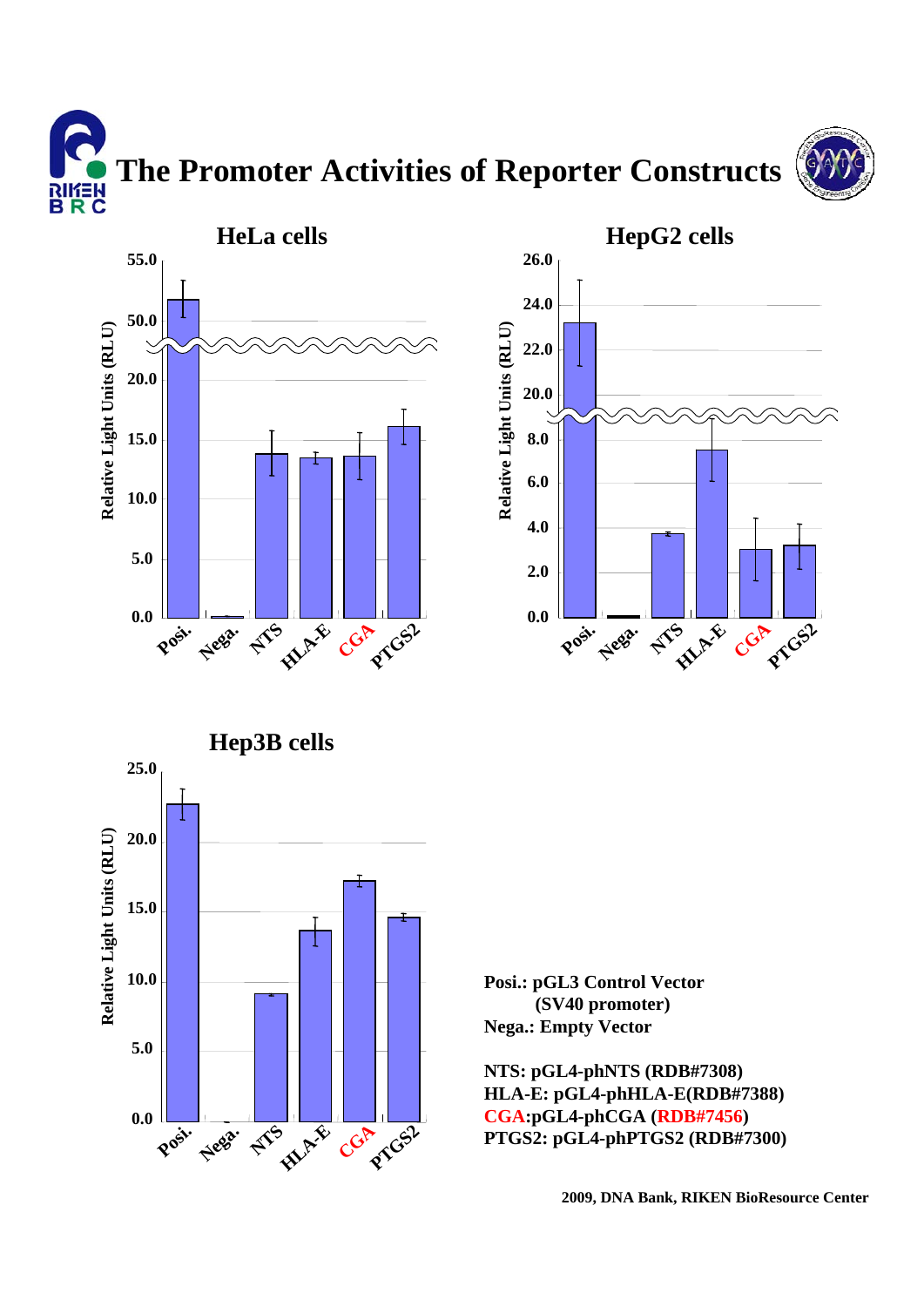# The Promoter Activities of Reporter Constructs

## HeLa cells

## HepG2 cells

## Hep3B cells

**Posi.: pGL3 Control Vector (SV40 promoter)**
**Nega.: Empty Vector**

**NTS: pGL4-phNTS (RDB#7308)**
**HLA-E: pGL4-phHLA-E(RDB#7388)**
**CGA:pGL4-phCGA (RDB#7456)**
**PTGS2: pGL4-phPTGS2 (RDB#7300)**

**2009, DNA Bank, RIKEN BioResource Center**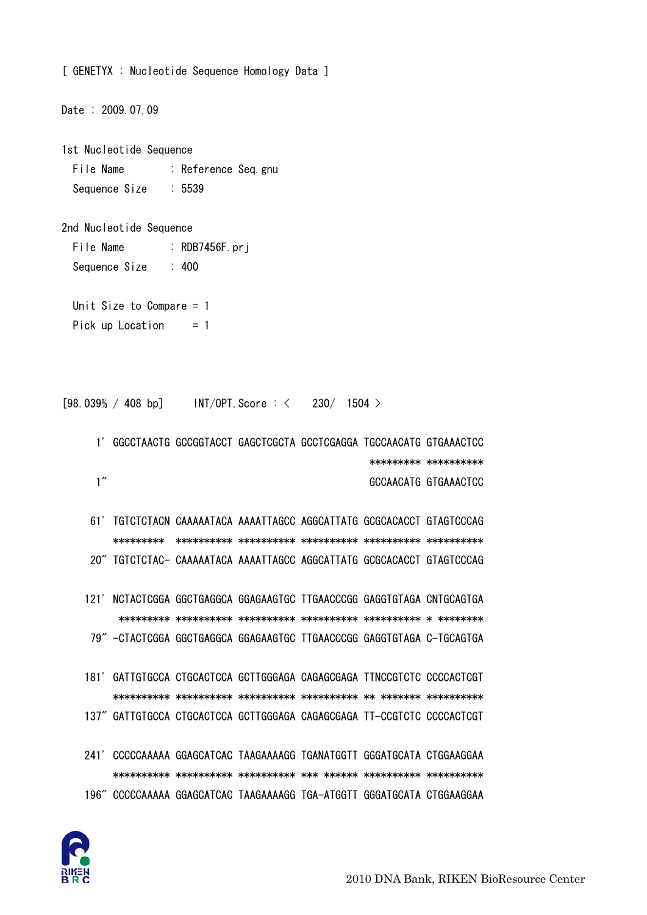[ GENETYX : Nucleotide Sequence Homology Data ]

Date : 2009.07.09

1st Nucleotide Sequence
  File Name      : Reference Seq.gnu
  Sequence Size  : 5539

2nd Nucleotide Sequence
  File Name      : RDB7456F.prj
  Sequence Size  : 400

  Unit Size to Compare = 1
  Pick up Location     = 1

[98.039% / 408 bp]    INT/OPT.Score : <   230/  1504 >

```
   1' GGCCTAACTG GCCGGTACCT GAGCTCGCTA GCCTCGAGGA TGCCAACATG GTGAAACTCC
                                                ********* **********
   1"                                            GCCAACATG GTGAAACTCC

  61' TGTCTCTACN CAAAAATACA AAAATTAGCC AGGCATTATG GCGCACACCT GTAGTCCCAG
      *********  ********** ********** ********** ********** **********
  20" TGTCTCTAC- CAAAAATACA AAAATTAGCC AGGCATTATG GCGCACACCT GTAGTCCCAG

 121' NCTACTCGGA GGCTGAGGCA GGAGAAGTGC TTGAACCCGG GAGGTGTAGA CNTGCAGTGA
       ********* ********** ********** ********** ********** * ********
  79" -CTACTCGGA GGCTGAGGCA GGAGAAGTGC TTGAACCCGG GAGGTGTAGA C-TGCAGTGA

 181' GATTGTGCCA CTGCACTCCA GCTTGGGAGA CAGAGCGAGA TTNCCGTCTC CCCCACTCGT
      ********** ********** ********** ********** ** ******* **********
 137" GATTGTGCCA CTGCACTCCA GCTTGGGAGA CAGAGCGAGA TT-CCGTCTC CCCCACTCGT

 241' CCCCCAAAAA GGAGCATCAC TAAGAAAAGG TGANATGGTT GGGATGCATA CTGGAAGGAA
      ********** ********** ********** *** ****** ********** **********
 196" CCCCCAAAAA GGAGCATCAC TAAGAAAAGG TGA-ATGGTT GGGATGCATA CTGGAAGGAA
```

2010 DNA Bank, RIKEN BioResource Center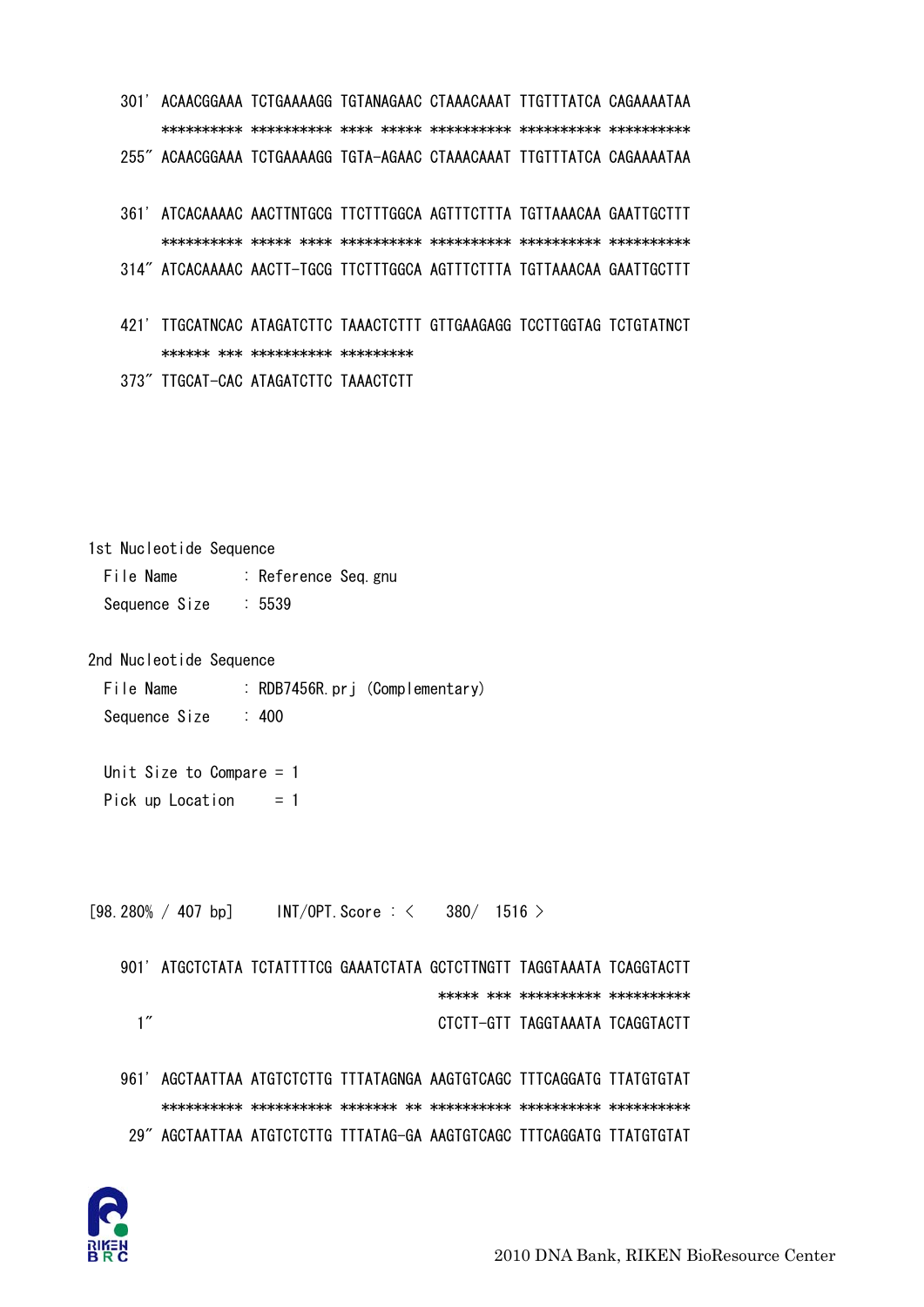```
301' ACAACGGAAA TCTGAAAAGG TGTANAGAAC CTAAACAAAT TTGTTTATCA CAGAAAATAA
     ********** ********** **** ***** ********** ********** **********
255" ACAACGGAAA TCTGAAAAGG TGTA-AGAAC CTAAACAAAT TTGTTTATCA CAGAAAATAA

361' ATCACAAAAC AACTTNTGCG TTCTTTGGCA AGTTTCTTTA TGTTAAACAA GAATTGCTTT
     ********** ***** **** ********** ********** ********** **********
314" ATCACAAAAC AACTT-TGCG TTCTTTGGCA AGTTTCTTTA TGTTAAACAA GAATTGCTTT

421' TTGCATNCAC ATAGATCTTC TAAACTCTTT GTTGAAGAGG TCCTTGGTAG TCTGTATNCT
     ****** *** ********** *********
373" TTGCAT-CAC ATAGATCTTC TAAACTCTT
```

1st Nucleotide Sequence
  File Name : Reference Seq.gnu
  Sequence Size : 5539

2nd Nucleotide Sequence
  File Name : RDB7456R.prj (Complementary)
  Sequence Size : 400

  Unit Size to Compare = 1
  Pick up Location = 1

[98.280% / 407 bp]  INT/OPT.Score : < 380/ 1516 >

```
901' ATGCTCTATA TCTATTTTCG GAAATCTATA GCTCTTNGTT TAGGTAAATA TCAGGTACTT
                                    ***** *** ********** **********
  1"                                CTCTT-GTT TAGGTAAATA TCAGGTACTT

961' AGCTAATTAA ATGTCTCTTG TTTATAGNGA AAGTGTCAGC TTTCAGGATG TTATGTGTAT
     ********** ********** ******* ** ********** ********** **********
 29" AGCTAATTAA ATGTCTCTTG TTTATAG-GA AAGTGTCAGC TTTCAGGATG TTATGTGTAT
```

2010 DNA Bank, RIKEN BioResource Center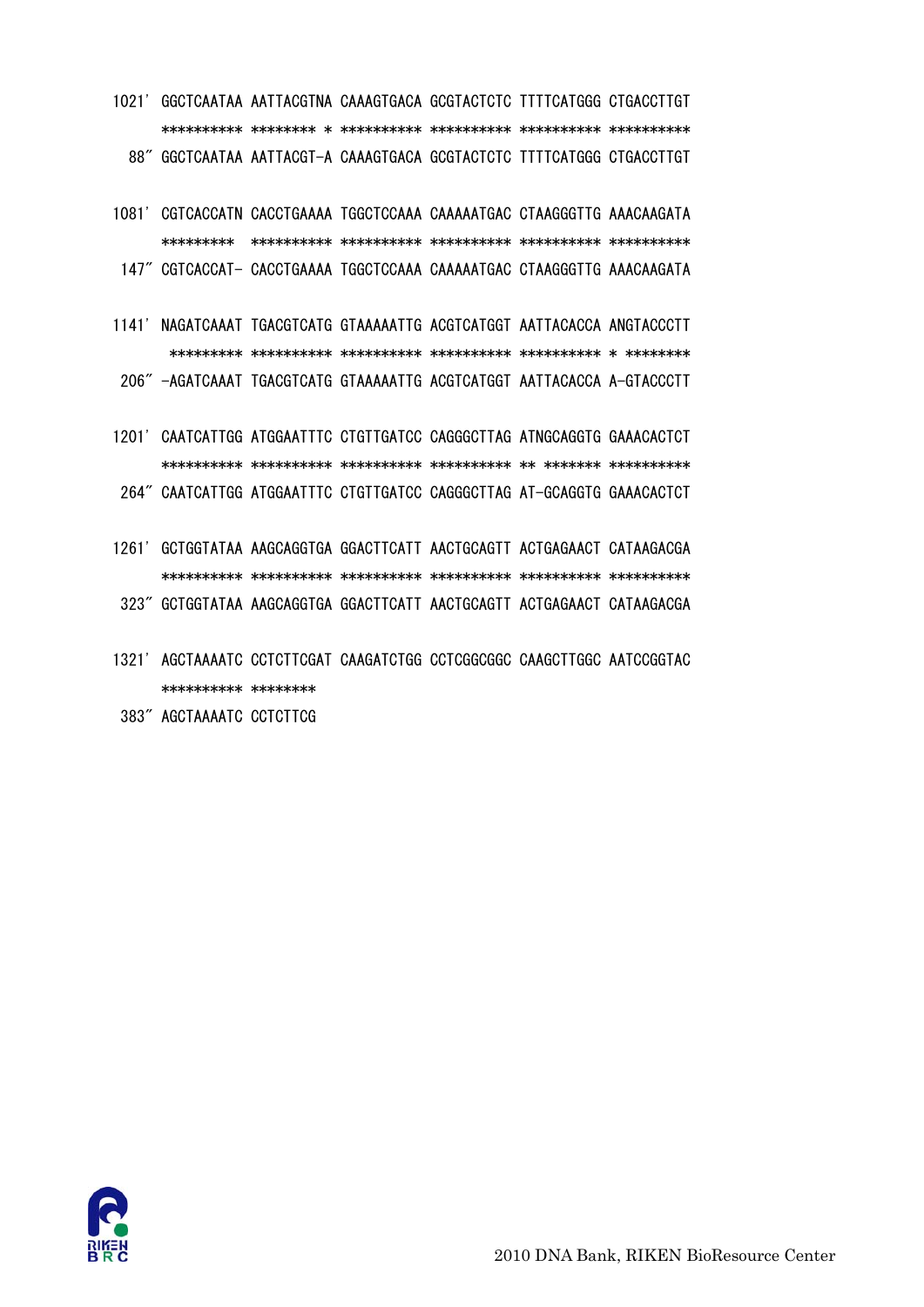```
1021' GGCTCAATAA AATTACGTNA CAAAGTGACA GCGTACTCTC TTTTCATGGG CTGACCTTGT
      ********** ******** * ********** ********** ********** **********
  88" GGCTCAATAA AATTACGT-A CAAAGTGACA GCGTACTCTC TTTTCATGGG CTGACCTTGT

1081' CGTCACCATN CACCTGAAAA TGGCTCCAAA CAAAAATGAC CTAAGGGTTG AAACAAGATA
      *********  ********** ********** ********** ********** **********
 147" CGTCACCAT- CACCTGAAAA TGGCTCCAAA CAAAAATGAC CTAAGGGTTG AAACAAGATA

1141' NAGATCAAAT TGACGTCATG GTAAAAATTG ACGTCATGGT AATTACACCA ANGTACCCTT
       ********* ********** ********** ********** ********** * ********
 206" -AGATCAAAT TGACGTCATG GTAAAAATTG ACGTCATGGT AATTACACCA A-GTACCCTT

1201' CAATCATTGG ATGGAATTTC CTGTTGATCC CAGGGCTTAG ATNGCAGGTG GAAACACTCT
      ********** ********** ********** ********** ** ******* **********
 264" CAATCATTGG ATGGAATTTC CTGTTGATCC CAGGGCTTAG AT-GCAGGTG GAAACACTCT

1261' GCTGGTATAA AAGCAGGTGA GGACTTCATT AACTGCAGTT ACTGAGAACT CATAAGACGA
      ********** ********** ********** ********** ********** **********
 323" GCTGGTATAA AAGCAGGTGA GGACTTCATT AACTGCAGTT ACTGAGAACT CATAAGACGA

1321' AGCTAAAATC CCTCTTCGAT CAAGATCTGG CCTCGGCGGC CAAGCTTGGC AATCCGGTAC
      ********** ********
 383" AGCTAAAATC CCTCTTCG
```

2010 DNA Bank, RIKEN BioResource Center